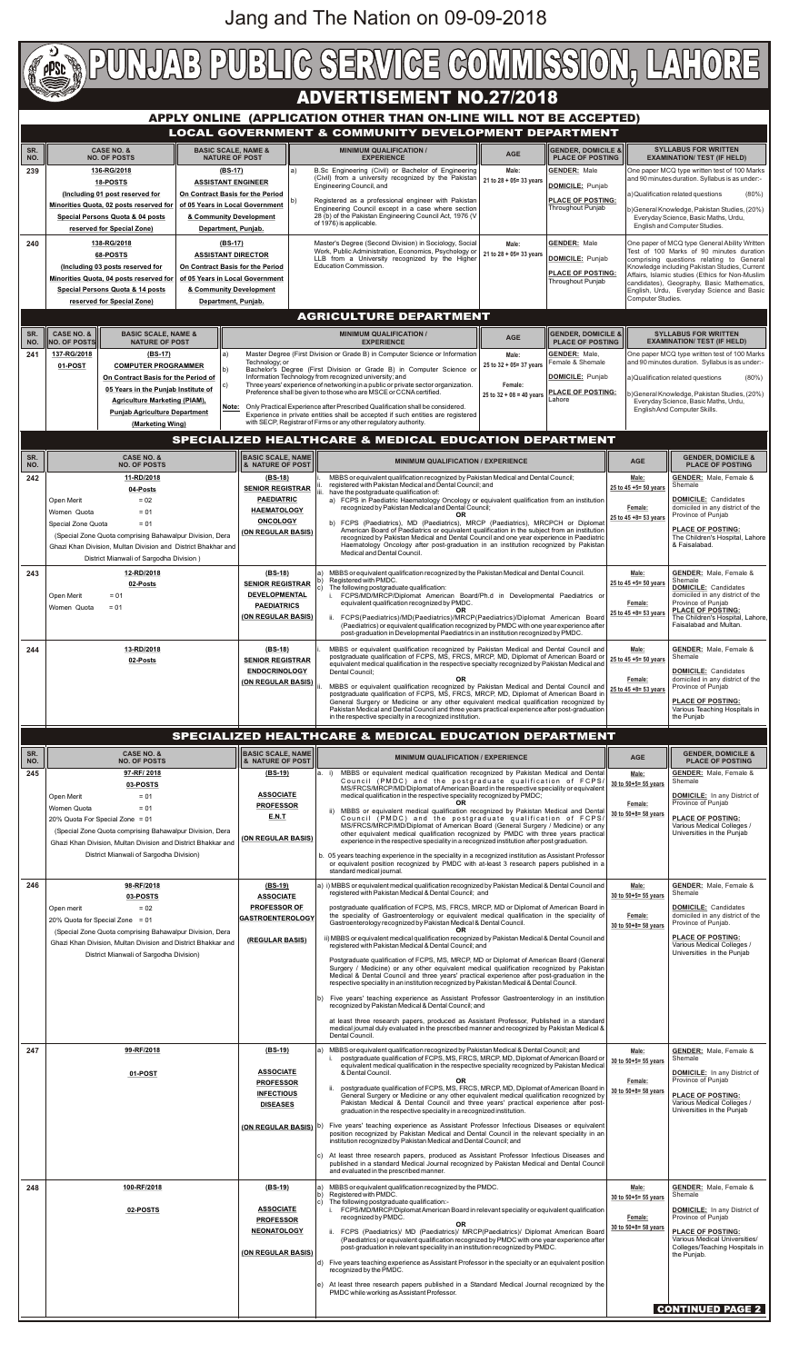Jang and The Nation on 09-09-2018

# PUNJAB PUBLIC SERVICE COMMISSION, LAHORE

## ADVERTISEMENT NO.27/2018

### APPLY ONLINE (APPLICATION OTHER THAN ON-LINE WILL NOT BE ACCEPTED)

### LOCAL GOVERNMENT & COMMUNITY DEVELOPMENT DEPARTMENT

| SR. NO. | CASE NO. & NO. OF POSTS | BASIC SCALE, NAME & NATURE OF POST | MINIMUM QUALIFICATION / EXPERIENCE | AGE | GENDER, DOMICILE & PLACE OF POSTING | SYLLABUS FOR WRITTEN EXAMINATION/ TEST (IF HELD) |
|---|---|---|---|---|---|---|
| 239 | 136-RG/2018<br>18-POSTS<br>(Including 01 post reserved for Minorities Quota, 02 posts reserved for Special Persons Quota & 04 posts reserved for Special Zone) | (BS-17)<br>ASSISTANT ENGINEER<br>On Contract Basis for the Period of 05 Years in Local Government & Community Development Department, Punjab. | a) B.Sc Engineering (Civil) or Bachelor of Engineering (Civil) from a university recognized by the Pakistan Engineering Council, and<br>b) Registered as a professional engineer with Pakistan Engineering Council except in a case where section 28 (b) of the Pakistan Engineering Council Act, 1976 (V of 1976) is applicable. | Male:<br>21 to 28 + 05= 33 years | GENDER: Male<br>DOMICILE: Punjab<br>PLACE OF POSTING: Throughout Punjab | One paper MCQ type written test of 100 Marks and 90 minutes duration. Syllabus is as under:-<br>a) Qualification related questions (80%)<br>b) General Knowledge, Pakistan Studies, (20%) Everyday Science, Basic Maths, Urdu, English and Computer Studies. |
| 240 | 138-RG/2018<br>68-POSTS<br>(Including 03 posts reserved for Minorities Quota, 04 posts reserved for Special Persons Quota & 14 posts reserved for Special Zone) | (BS-17)<br>ASSISTANT DIRECTOR<br>On Contract Basis for the Period of 05 Years in Local Government & Community Development Department, Punjab. | Master's Degree (Second Division) in Sociology, Social Work, Public Administration, Economics, Psychology or LLB from a University recognized by the Higher Education Commission. | Male:<br>21 to 28 + 05= 33 years | GENDER: Male<br>DOMICILE: Punjab<br>PLACE OF POSTING: Throughout Punjab | One paper of MCQ type General Ability Written Test of 100 Marks of 90 minutes duration comprising questions relating to General Knowledge including Pakistan Studies, Current Affairs, Islamic studies (Ethics for Non-Muslim candidates), Geography, Basic Mathematics, English, Urdu, Everyday Science and Basic Computer Studies. |

### AGRICULTURE DEPARTMENT

| SR. NO. | CASE NO. & NO. OF POSTS | BASIC SCALE, NAME & NATURE OF POST | MINIMUM QUALIFICATION / EXPERIENCE | AGE | GENDER, DOMICILE & PLACE OF POSTING | SYLLABUS FOR WRITTEN EXAMINATION/ TEST (IF HELD) |
|---|---|---|---|---|---|---|
| 241 | 137-RG/2018<br>01-POST | (BS-17)<br>COMPUTER PROGRAMMER<br>On Contract Basis for the Period of 05 Years in the Punjab Institute of Agriculture Marketing (PIAM), Punjab Agriculture Department (Marketing Wing) | a) Master Degree (First Division or Grade B) in Computer Science or Information Technology; or<br>b) Bachelor's Degree (First Division or Grade B) in Computer Science or Information Technology from recognized university; and<br>c) Three years' experience of networking in a public or private sector organization. Preference shall be given to those who are MSCE or CCNA certified.<br>Note: Only Practical Experience after Prescribed Qualification shall be considered. Experience in private entities shall be accepted if such entities are registered with SECP, Registrar of Firms or any other regulatory authority. | Male:<br>25 to 32 + 05= 37 years<br>Female:<br>25 to 32 + 08 = 40 years | GENDER: Male, Female & Shemale<br>DOMICILE: Punjab<br>PLACE OF POSTING: Lahore | One paper MCQ type written test of 100 Marks and 90 minutes duration. Syllabus is as under:-<br>a) Qualification related questions (80%)<br>b) General Knowledge, Pakistan Studies, (20%) Everyday Science, Basic Maths, Urdu, English And Computer Skills. |

### SPECIALIZED HEALTHCARE & MEDICAL EDUCATION DEPARTMENT

| SR. NO. | CASE NO. & NO. OF POSTS | BASIC SCALE, NAME & NATURE OF POST | MINIMUM QUALIFICATION / EXPERIENCE | AGE | GENDER, DOMICILE & PLACE OF POSTING |
|---|---|---|---|---|---|
| 242 | 11-RD/2018<br>04-Posts<br>Open Merit = 02<br>Women Quota = 01<br>Special Zone Quota = 01<br>(Special Zone Quota comprising Bahawalpur Division, Dera Ghazi Khan Division, Multan Division and District Bhakkar and District Mianwali of Sargodha Division) | (BS-18)<br>SENIOR REGISTRAR PAEDIATRIC HAEMATOLOGY ONCOLOGY<br>(ON REGULAR BASIS) | i. MBBS or equivalent qualification recognized by Pakistan Medical and Dental Council;<br>ii. registered with Pakistan Medical and Dental Council; and<br>iii. have the postgraduate qualification of:<br>a) FCPS in Paediatric Haematology Oncology or equivalent qualification from an institution recognized by Pakistan Medical and Dental Council;<br>OR<br>b) FCPS (Paediatrics), MD (Paediatrics), MRCP (Paediatrics), MRCPCH or Diplomat American Board of Paediatrics or equivalent qualification in the subject from an institution recognized by Pakistan Medical and Dental Council and one year experience in Paediatric Haematology Oncology after post-graduation in an institution recognized by Pakistan Medical and Dental Council. | Male:<br>25 to 45 +5= 50 years<br>Female:<br>25 to 45 +8= 53 years | GENDER: Male, Female & Shemale<br>DOMICILE: Candidates domiciled in any district of the Province of Punjab<br>PLACE OF POSTING: The Children's Hospital, Lahore & Faisalabad. |
| 243 | 12-RD/2018<br>02-Posts<br>Open Merit = 01<br>Women Quota = 01 | (BS-18)<br>SENIOR REGISTRAR DEVELOPMENTAL PAEDIATRICS<br>(ON REGULAR BASIS) | a) MBBS or equivalent qualification recognized by the Pakistan Medical and Dental Council.<br>b) Registered with PMDC.<br>c) The following postgraduate qualification:<br>i. FCPS/MD/MRCP/Diplomat American Board/Ph.d in Developmental Paediatrics or equivalent qualification recognized by PMDC.<br>OR<br>ii. FCPS(Paediatrics)/MD(Paediatrics)/MRCP(Paediatrics)/Diplomat American Board (Paediatrics) or equivalent qualification recognized by PMDC with one year experience after post-graduation in Developmental Paediatrics in an institution recognized by PMDC. | Male:<br>25 to 45 +5= 50 years<br>Female:<br>25 to 45 +8= 53 years | GENDER: Male, Female & Shemale<br>DOMICILE: Candidates domiciled in any district of the Province of Punjab<br>PLACE OF POSTING: The Children's Hospital, Lahore, Faisalabad and Multan. |
| 244 | 13-RD/2018<br>02-Posts | (BS-18)<br>SENIOR REGISTRAR ENDOCRINOLOGY<br>(ON REGULAR BASIS) | i. MBBS or equivalent qualification recognized by Pakistan Medical and Dental Council and postgraduate qualification of FCPS, MS, FRCS, MRCP, MD, Diplomat of American Board or equivalent medical qualification in the respective specialty recognized by Pakistan Medical and Dental Council;<br>OR<br>ii. MBBS or equivalent qualification recognized by Pakistan Medical and Dental Council and postgraduate qualification of FCPS, MS, FRCS, MRCP, MD, Diplomat of American Board in General Surgery or Medicine or any other equivalent medical qualification recognized by Pakistan Medical and Dental Council and three years practical experience after post-graduation in the respective specialty in a recognized institution. | Male:<br>25 to 45 +5= 50 years<br>Female:<br>25 to 45 +8= 53 years | GENDER: Male, Female & Shemale<br>DOMICILE: Candidates domiciled in any district of the Province of Punjab<br>PLACE OF POSTING: Various Teaching Hospitals in the Punjab |

### SPECIALIZED HEALTHCARE & MEDICAL EDUCATION DEPARTMENT

| SR. NO. | CASE NO. & NO. OF POSTS | BASIC SCALE, NAME & NATURE OF POST | MINIMUM QUALIFICATION / EXPERIENCE | AGE | GENDER, DOMICILE & PLACE OF POSTING |
|---|---|---|---|---|---|
| 245 | 97-RF/ 2018<br>03-POSTS<br>Open Merit = 01<br>Women Quota = 01<br>20% Quota For Special Zone = 01<br>(Special Zone Quota comprising Bahawalpur Division, Dera Ghazi Khan Division, Multan Division and District Bhakkar and District Mianwali of Sargodha Division) | (BS-19)<br>ASSOCIATE PROFESSOR E.N.T<br>(ON REGULAR BASIS) | a. i) MBBS or equivalent medical qualification recognized by Pakistan Medical and Dental Council (PMDC) and the postgraduate qualification of FCPS/ MS/FRCS/MRCP/MD/Diplomat of American Board in the respective speciality or equivalent medical qualification in the respective speciality recognized by PMDC;<br>OR<br>ii) MBBS or equivalent medical qualification recognized by Pakistan Medical and Dental Council (PMDC) and the postgraduate qualification of FCPS/ MS/FRCS/MRCP/MD/Diplomat of American Board (General Surgery / Medicine) or any other equivalent medical qualification recognized by PMDC with three years practical experience in the respective speciality in a recognized institution after post graduation.<br>b. 05 years teaching experience in the speciality in a recognized institution as Assistant Professor or equivalent position recognized by PMDC with at-least 3 research papers published in a standard medical journal. | Male:<br>30 to 50+5= 55 years<br>Female:<br>30 to 50+8= 58 years | GENDER: Male, Female & Shemale<br>DOMICILE: In any District of Province of Punjab<br>PLACE OF POSTING: Various Medical Colleges / Universities in the Punjab |
| 246 | 98-RF/2018<br>03-POSTS<br>Open merit = 02<br>20% Quota for Special Zone = 01<br>(Special Zone Quota comprising Bahawalpur Division, Dera Ghazi Khan Division, Multan Division and District Bhakkar and District Mianwali of Sargodha Division) | (BS-19)<br>ASSOCIATE PROFESSOR OF GASTROENTEROLOGY<br>(REGULAR BASIS) | a) i) MBBS or equivalent medical qualification recognized by Pakistan Medical & Dental Council and registered with Pakistan Medical & Dental Council; and<br>postgraduate qualification of FCPS, MS, FRCS, MRCP, MD or Diplomat of American Board in the speciality of Gastroenterology or equivalent medical qualification in the speciality of Gastroenterology recognized by Pakistan Medical & Dental Council.<br>OR<br>ii) MBBS or equivalent medical qualification recognized by Pakistan Medical & Dental Council and registered with Pakistan Medical & Dental Council; and<br>Postgraduate qualification of FCPS, MS, MRCP, MD or Diplomat of American Board (General Surgery / Medicine) or any other equivalent medical qualification recognized by Pakistan Medical & Dental Council and three years' practical experience after post-graduation in the respective speciality in an institution recognized by Pakistan Medical & Dental Council.<br>b) Five years' teaching experience as Assistant Professor Gastroenterology in an institution recognized by Pakistan Medical & Dental Council; and<br>at least three research papers, produced as Assistant Professor, Published in a standard medical journal duly evaluated in the prescribed manner and recognized by Pakistan Medical & Dental Council. | Male:<br>30 to 50+5= 55 years<br>Female:<br>30 to 50+8= 58 years | GENDER: Male, Female & Shemale<br>DOMICILE: Candidates domiciled in any district of the Province of Punjab.<br>PLACE OF POSTING: Various Medical Colleges / Universities in the Punjab |
| 247 | 99-RF/2018<br>01-POST | (BS-19)<br>ASSOCIATE PROFESSOR INFECTIOUS DISEASES<br>(ON REGULAR BASIS) | a) MBBS or equivalent qualification recognized by Pakistan Medical & Dental Council; and<br>i. postgraduate qualification of FCPS, MS, FRCS, MRCP, MD, Diplomat of American Board or equivalent medical qualification in the respective speciality recognized by Pakistan Medical & Dental Council.<br>OR<br>ii. postgraduate qualification of FCPS, MS, FRCS, MRCP, MD, Diplomat of American Board in General Surgery or Medicine or any other equivalent medical qualification recognized by Pakistan Medical & Dental Council and three years' practical experience after post-graduation in the respective speciality in a recognized institution.<br>b) Five years' teaching experience as Assistant Professor Infectious Diseases or equivalent position recognized by Pakistan Medical and Dental Council in the relevant speciality in an institution recognized by Pakistan Medical and Dental Council; and<br>c) At least three research papers, produced as Assistant Professor Infectious Diseases and published in a standard Medical Journal recognized by Pakistan Medical and Dental Council and evaluated in the prescribed manner. | Male:<br>30 to 50+5= 55 years<br>Female:<br>30 to 50+8= 58 years | GENDER: Male, Female & Shemale<br>DOMICILE: In any District of Province of Punjab<br>PLACE OF POSTING: Various Medical Colleges / Universities in the Punjab |
| 248 | 100-RF/2018<br>02-POSTS | (BS-19)<br>ASSOCIATE PROFESSOR NEONATOLOGY<br>(ON REGULAR BASIS) | a) MBBS or equivalent qualification recognized by the PMDC.<br>b) Registered with PMDC.<br>c) The following postgraduate qualification:-<br>i. FCPS/MD/MRCP/Diplomat American Board in relevant speciality or equivalent qualification recognized by PMDC.<br>OR<br>ii. FCPS (Paediatrics)/ MD (Paediatrics)/ MRCP(Paediatrics)/ Diplomat American Board (Paediatrics) or equivalent qualification recognized by PMDC with one year experience after post-graduation in relevant speciality in an institution recognized by PMDC.<br>d) Five years teaching experience as Assistant Professor in the specialty or an equivalent position recognized by the PMDC.<br>e) At least three research papers published in a Standard Medical Journal recognized by the PMDC while working as Assistant Professor. | Male:<br>30 to 50+5= 55 years<br>Female:<br>30 to 50+8= 58 years | GENDER: Male, Female & Shemale<br>DOMICILE: In any District of Province of Punjab<br>PLACE OF POSTING: Various Medical Universities/ Colleges/Teaching Hospitals in the Punjab. |

**CONTINUED PAGE 2**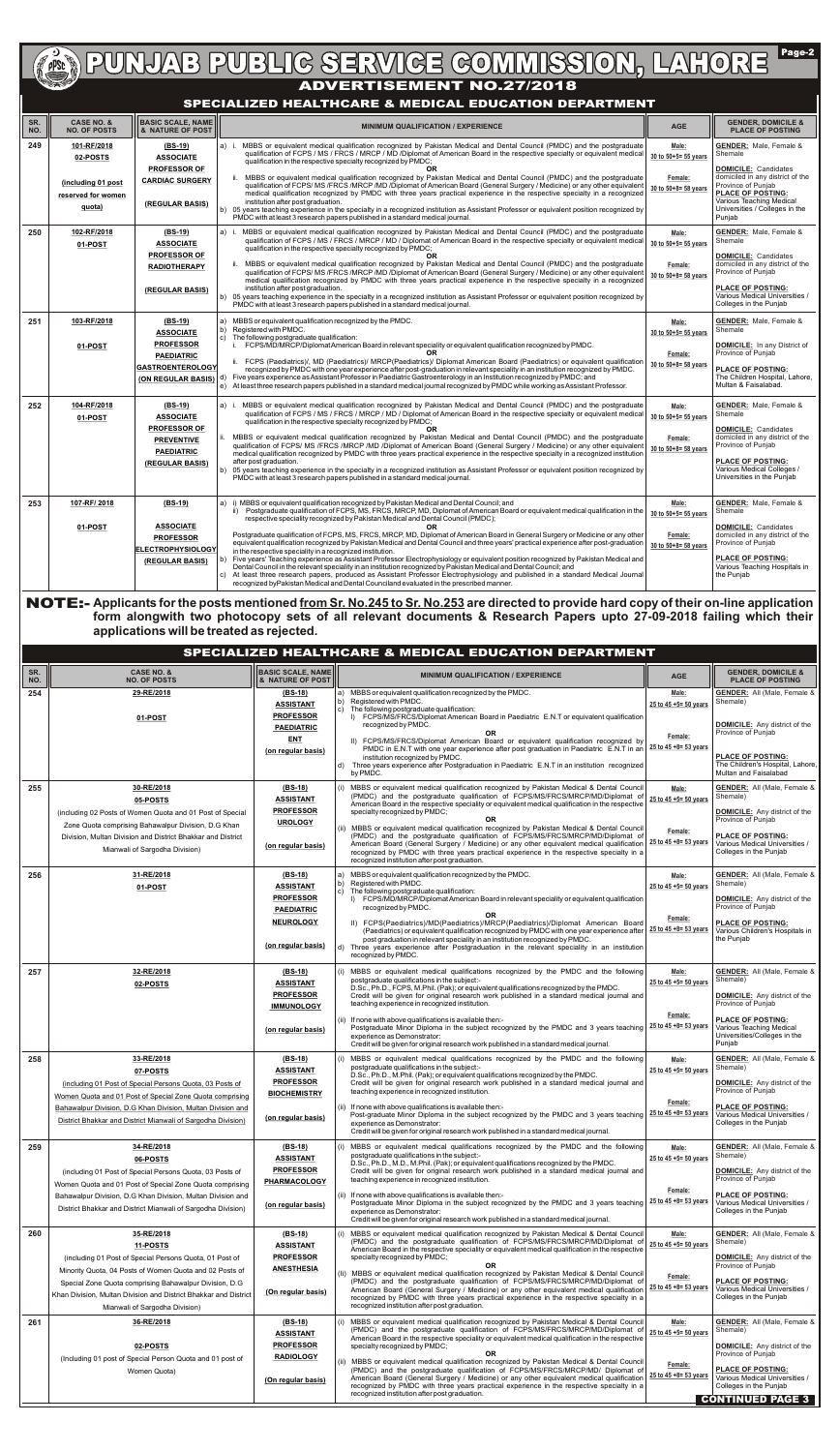# PUNJAB PUBLIC SERVICE COMMISSION, LAHORE

## ADVERTISEMENT NO.27/2018

### SPECIALIZED HEALTHCARE & MEDICAL EDUCATION DEPARTMENT

| SR. NO. | CASE NO. & NO. OF POSTS | BASIC SCALE, NAME & NATURE OF POST | MINIMUM QUALIFICATION / EXPERIENCE | AGE | GENDER, DOMICILE & PLACE OF POSTING |
|---|---|---|---|---|---|
| 249 | 101-RF/2018 02-POSTS (including 01 post reserved for women quota) | (BS-19) ASSOCIATE PROFESSOR OF CARDIAC SURGERY (REGULAR BASIS) | a) i. MBBS or equivalent medical qualification recognized by Pakistan Medical and Dental Council (PMDC) and the postgraduate qualification of FCPS / MS / FRCS / MRCP / MD /Diplomat of American Board in the respective specialty or equivalent medical qualification in the respective specialty recognized by PMDC; OR ii. MBBS or equivalent medical qualification recognized by Pakistan Medical and Dental Council (PMDC) and the postgraduate qualification of FCPS/MS /FRCS /MRCP /MD /Diplomat of American Board (General Surgery / Medicine) or any other equivalent medical qualification recognized by PMDC with three years practical experience in the respective specialty in a recognized institution after post graduation. b) 05 years teaching experience in the specialty in a recognized institution as Assistant Professor or equivalent position recognized by PMDC with at least 3 research papers published in a standard medical journal. | Male: 30 to 50+5= 55 years Female: 30 to 50+8= 58 years | GENDER: Male, Female & Shemale DOMICILE: Candidates domiciled in any district of the Province of Punjab PLACE OF POSTING: Various Teaching Medical Universities / Colleges in the Punjab |
| 250 | 102-RF/2018 01-POST | (BS-19) ASSOCIATE PROFESSOR OF RADIOTHERAPY (REGULAR BASIS) | a) i. MBBS or equivalent medical qualification recognized by Pakistan Medical and Dental Council (PMDC) and the postgraduate qualification of FCPS / MS / FRCS / MRCP / MD / Diplomat of American Board in the respective specialty or equivalent medical qualification in the respective specialty recognized by PMDC; OR ii. MBBS or equivalent medical qualification recognized by Pakistan Medical and Dental Council (PMDC) and the postgraduate qualification of FCPS/ MS /FRCS /MRCP /MD /Diplomat of American Board (General Surgery / Medicine) or any other equivalent medical qualification recognized by PMDC with three years practical experience in the respective specialty in a recognized institution after post graduation. b) 05 years teaching experience in the specialty in a recognized institution as Assistant Professor or equivalent position recognized by PMDC with at least 3 research papers published in a standard medical journal. | Male: 30 to 50+5= 55 years Female: 30 to 50+8= 58 years | GENDER: Male, Female & Shemale DOMICILE: Candidates domiciled in any district of the Province of Punjab PLACE OF POSTING: Various Medical Universities / Colleges in the Punjab |
| 251 | 103-RF/2018 01-POST | (BS-19) ASSOCIATE PROFESSOR PAEDIATRIC GASTROENTEROLOGY (ON REGULAR BASIS) | a) MBBS or equivalent qualification recognized by the PMDC. b) Registered with PMDC. c) The following postgraduate qualification: i. FCPS/MD/MRCP/Diplomat American Board in relevant speciality or equivalent qualification recognized by PMDC. OR ii. FCPS (Paediatrics)/, MD (Paediatrics)/ MRCP(Paediatrics)/ Diplomat American Board (Paediatrics) or equivalent qualification recognized by PMDC with one year experience after post-graduation in relevant speciality in an institution recognized by PMDC. d) Five years experience as Assistant Professor in Paediatric Gastroenterology in an Institution recognized by PMDC; and e) At least three research papers published in a standard medical journal recognized by PMDC while working as Assistant Professor. | Male: 30 to 50+5= 55 years Female: 30 to 50+8= 58 years | GENDER: Male, Female & Shemale DOMICILE: In any District of Province of Punjab PLACE OF POSTING: The Children Hospital, Lahore, Multan & Faisalabad. |
| 252 | 104-RF/2018 01-POST | (BS-19) ASSOCIATE PROFESSOR OF PREVENTIVE PAEDIATRIC (REGULAR BASIS) | a) i. MBBS or equivalent medical qualification recognized by Pakistan Medical and Dental Council (PMDC) and the postgraduate qualification of FCPS / MS / FRCS / MRCP / MD / Diplomat of American Board in the respective specialty or equivalent medical qualification in the respective specialty recognized by PMDC; OR ii. MBBS or equivalent medical qualification recognized by Pakistan Medical and Dental Council (PMDC) and the postgraduate qualification of FCPS/ MS /FRCS /MRCP /MD /Diplomat of American Board (General Surgery / Medicine) or any other equivalent medical qualification recognized by PMDC with three years practical experience in the respective specialty in a recognized institution after post graduation. b) 05 years teaching experience in the specialty in a recognized institution as Assistant Professor or equivalent position recognized by PMDC with at least 3 research papers published in a standard medical journal. | Male: 30 to 50+5= 55 years Female: 30 to 50+8= 58 years | GENDER: Male, Female & Shemale DOMICILE: Candidates domiciled in any district of the Province of Punjab PLACE OF POSTING: Various Medical Colleges / Universities in the Punjab |
| 253 | 107-RF/ 2018 01-POST | (BS-19) ASSOCIATE PROFESSOR ELECTROPHYSIOLOGY (REGULAR BASIS) | a) i) MBBS or equivalent qualification recognized by Pakistan Medical and Dental Council; and ii) Postgraduate qualification of FCPS, MS, FRCS, MRCP, MD, Diplomat of American Board or equivalent medical qualification in the respective speciality recognized by Pakistan Medical and Dental Council (PMDC); OR Postgraduate qualification of FCPS, MS, FRCS, MRCP, MD, Diplomat of American Board in General Surgery or Medicine or any other equivalent qualification recognized by Pakistan Medical and Dental Council and three years' practical experience after post-graduation in the respective speciality in a recognized institution. b) Five years' Teaching experience as Assistant Professor Electrophysiology or equivalent position recognized by Pakistan Medical and Dental Council in the relevant speciality in an institution recognized by Pakistan Medical and Dental Council; and c) At least three research papers, produced as Assistant Professor Electrophysiology and published in a standard Medical Journal recognized by Pakistan Medical and Dental Council and evaluated in the prescribed manner. | Male: 30 to 50+5= 55 years Female: 30 to 50+8= 58 years | GENDER: Male, Female & Shemale DOMICILE: Candidates domiciled in any district of the Province of Punjab PLACE OF POSTING: Various Teaching Hospitals in the Punjab |

**NOTE:- Applicants for the posts mentioned from Sr. No.245 to Sr. No.253 are directed to provide hard copy of their on-line application form alongwith two photocopy sets of all relevant documents & Research Papers upto 27-09-2018 failing which their applications will be treated as rejected.**

### SPECIALIZED HEALTHCARE & MEDICAL EDUCATION DEPARTMENT

| SR. NO. | CASE NO. & NO. OF POSTS | BASIC SCALE, NAME & NATURE OF POST | MINIMUM QUALIFICATION / EXPERIENCE | AGE | GENDER, DOMICILE & PLACE OF POSTING |
|---|---|---|---|---|---|
| 254 | 29-RE/2018 01-POST | (BS-18) ASSISTANT PROFESSOR PAEDIATRIC ENT (on regular basis) | a) MBBS or equivalent qualification recognized by the PMDC. b) Registered with PMDC. c) The following postgraduate qualification: I) FCPS/MS/FRCS/Diplomat American Board in Paediatric E.N.T or equivalent qualification recognized by PMDC. OR II) FCPS/MS/FRCS/Diplomat American Board or equivalent qualification recognized by PMDC in E.N.T with one year experience after post graduation in Paediatric E.N.T in an institution recognized by PMDC. d) Three years experience after Postgraduation in Paediatric E.N.T in an institution recognized by PMDC. | Male: 25 to 45 +5= 50 years Female: 25 to 45 +8= 53 years | GENDER: All (Male, Female & Shemale) DOMICILE: Any district of the Province of Punjab PLACE OF POSTING: The Children's Hospital, Lahore, Multan and Faisalabad |
| 255 | 30-RE/2018 05-POSTS (including 02 Posts of Women Quota and 01 Post of Special Zone Quota comprising Bahawalpur Division, D.G Khan Division, Multan Division and District Bhakkar and District Mianwali of Sargodha Division) | (BS-18) ASSISTANT PROFESSOR UROLOGY (on regular basis) | (i) MBBS or equivalent medical qualification recognized by Pakistan Medical & Dental Council (PMDC) and the postgraduate qualification of FCPS/MS/FRCS/MRCP/MD/Diplomat of American Board in the respective specialty or equivalent medical qualification in the respective specialty recognized by PMDC; OR (ii) MBBS or equivalent medical qualification recognized by Pakistan Medical & Dental Council (PMDC) and the postgraduate qualification of FCPS/MS/FRCS/MRCP/MD/Diplomat of American Board (General Surgery / Medicine) or any other equivalent medical qualification recognized by PMDC with three years practical experience in the respective specialty in a recognized institution after post graduation. | Male: 25 to 45 +5= 50 years Female: 25 to 45 +8= 53 years | GENDER: All (Male, Female & Shemale) DOMICILE: Any district of the Province of Punjab PLACE OF POSTING: Various Medical Universities / Colleges in the Punjab |
| 256 | 31-RE/2018 01-POST | (BS-18) ASSISTANT PROFESSOR PAEDIATRIC NEUROLOGY (on regular basis) | a) MBBS or equivalent qualification recognized by the PMDC. b) Registered with PMDC. c) The following postgraduate qualification: I) FCPS/MD/MRCP/Diplomat American Board in relevant speciality or equivalent qualification recognized by PMDC. OR II) FCPS(Paediatrics)/MD(Paediatrics)/MRCP(Paediatrics)/Diplomat American Board (Paediatrics) or equivalent qualification recognized by PMDC with one year experience after post graduation in relevant speciality in an institution recognized by PMDC. d) Three years experience after Postgraduation in the relevant speciality in an institution recognized by PMDC. | Male: 25 to 45 +5= 50 years Female: 25 to 45 +8= 53 years | GENDER: All (Male, Female & Shemale) DOMICILE: Any district of the Province of Punjab PLACE OF POSTING: Various Children's Hospitals in the Punjab |
| 257 | 32-RE/2018 02-POSTS | (BS-18) ASSISTANT PROFESSOR IMMUNOLOGY (on regular basis) | (i) MBBS or equivalent medical qualifications recognized by the PMDC and the following postgraduate qualifications in the subject:- D.Sc., Ph.D., FCPS, M.Phil. (Pak); or equivalent qualifications recognized by the PMDC. Credit will be given for original research work published in a standard medical journal and teaching experience in recognized institution. (ii) If none with above qualifications is available then:- Postgraduate Minor Diploma in the subject recognized by the PMDC and 3 years teaching experience as Demonstrator: Credit will be given for original research work published in a standard medical journal. | Male: 25 to 45 +5= 50 years Female: 25 to 45 +8= 53 years | GENDER: All (Male, Female & Shemale) DOMICILE: Any district of the Province of Punjab PLACE OF POSTING: Various Teaching Medical Universities/Colleges in the Punjab |
| 258 | 33-RE/2018 07-POSTS (including 01 Post of Special Persons Quota, 03 Posts of Women Quota and 01 Post of Special Zone Quota comprising Bahawalpur Division, D.G Khan Division, Multan Division and District Bhakkar and District Mianwali of Sargodha Division) | (BS-18) ASSISTANT PROFESSOR BIOCHEMISTRY (on regular basis) | (i) MBBS or equivalent medical qualifications recognized by the PMDC and the following postgraduate qualifications in the subject:- D.Sc., Ph.D., M.Phil. (Pak); or equivalent qualifications recognized by the PMDC. Credit will be given for original research work published in a standard medical journal and teaching experience in recognized institution. (ii) If none with above qualifications is available then:- Post-graduate Minor Diploma in the subject recognized by the PMDC and 3 years teaching experience as Demonstrator: Credit will be given for original research work published in a standard medical journal. | Male: 25 to 45 +5= 50 years Female: 25 to 45 +8= 53 years | GENDER: All (Male, Female & Shemale) DOMICILE: Any district of the Province of Punjab PLACE OF POSTING: Various Medical Universities / Colleges in the Punjab |
| 259 | 34-RE/2018 06-POSTS (including 01 Post of Special Persons Quota, 03 Posts of Women Quota and 01 Post of Special Zone Quota comprising Bahawalpur Division, D.G Khan Division, Multan Division and District Bhakkar and District Mianwali of Sargodha Division) | (BS-18) ASSISTANT PROFESSOR PHARMACOLOGY (on regular basis) | (i) MBBS or equivalent medical qualifications recognized by the PMDC and the following postgraduate qualifications in the subject:- D.Sc., Ph.D., M.Phil. (Pak); or equivalent qualifications recognized by the PMDC. Credit will be given for original research work published in a standard medical journal and teaching experience in recognized institution. (ii) If none with above qualifications is available then:- Postgraduate Minor Diploma in the subject recognized by the PMDC and 3 years teaching experience as Demonstrator: Credit will be given for original research work published in a standard medical journal. | Male: 25 to 45 +5= 50 years Female: 25 to 45 +8= 53 years | GENDER: All (Male, Female & Shemale) DOMICILE: Any district of the Province of Punjab PLACE OF POSTING: Various Medical Universities / Colleges in the Punjab |
| 260 | 35-RE/2018 11-POSTS (including 01 Post of Special Persons Quota, 01 Post of Minority Quota, 04 Posts of Women Quota and 02 Posts of Special Zone Quota comprising Bahawalpur Division, D.G Khan Division, Multan Division and District Bhakkar and District Mianwali of Sargodha Division) | (BS-18) ASSISTANT PROFESSOR ANESTHESIA (On regular basis) | (i) MBBS or equivalent medical qualification recognized by Pakistan Medical & Dental Council (PMDC) and the postgraduate qualification of FCPS/MS/FRCS/MRCP/MD/Diplomat of American Board in the respective specialty or equivalent medical qualification in the respective specialty recognized by PMDC; OR (ii) MBBS or equivalent medical qualification recognized by Pakistan Medical & Dental Council (PMDC) and the postgraduate qualification of FCPS/MS/FRCS/MRCP/MD/Diplomat of American Board (General Surgery / Medicine) or any other equivalent medical qualification recognized by PMDC with three years practical experience in the respective specialty in a recognized institution after post graduation. | Male: 25 to 45 +5= 50 years Female: 25 to 45 +8= 53 years | GENDER: All (Male, Female & Shemale) DOMICILE: Any district of the Province of Punjab PLACE OF POSTING: Various Medical Universities / Colleges in the Punjab |
| 261 | 36-RE/2018 02-POSTS (Including 01 post of Special Person Quota and 01 post of Women Quota) | (BS-18) ASSISTANT PROFESSOR RADIOLOGY (On regular basis) | (i) MBBS or equivalent medical qualification recognized by Pakistan Medical & Dental Council (PMDC) and the postgraduate qualification of FCPS/MS/FRCS/MRCP/MD/Diplomat of American Board in the respective specialty or equivalent medical qualification in the respective specialty recognized by PMDC; OR (ii) MBBS or equivalent medical qualification recognized by Pakistan Medical & Dental Council (PMDC) and the postgraduate qualification of FCPS/MS/FRCS/MRCP/MD/ Diplomat of American Board (General Surgery / Medicine) or any other equivalent medical qualification recognized by PMDC with three years practical experience in the respective specialty in a recognized institution after post graduation. | Male: 25 to 45 +5= 50 years Female: 25 to 45 +8= 53 years | GENDER: All (Male, Female & Shemale) DOMICILE: Any district of the Province of Punjab PLACE OF POSTING: Various Medical Universities / Colleges in the Punjab |

**CONTINUED PAGE 3**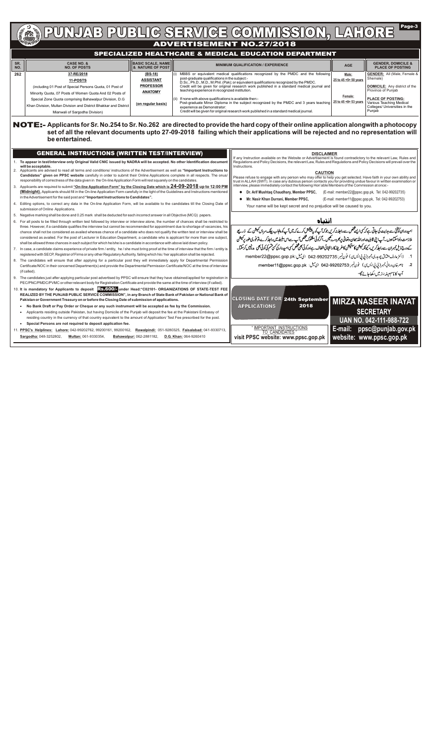# PUNJAB PUBLIC SERVICE COMMISSION, LAHORE

## ADVERTISEMENT NO.27/2018

### SPECIALIZED HEALTHCARE & MEDICAL EDUCATION DEPARTMENT

| SR. NO. | CASE NO. & NO. OF POSTS | BASIC SCALE, NAME & NATURE OF POST | MINIMUM QUALIFICATION / EXPERIENCE | AGE | GENDER, DOMICILE & PLACE OF POSTING |
|---|---|---|---|---|---|
| 262 | **37-RE/2018**<br>**11-POSTS**<br>(including 01 Post of Special Persons Quota, 01 Post of Minority Quota, 07 Posts of Women Quota And 02 Posts of Special Zone Quota comprising Bahawalpur Division, D.G Khan Division, Multan Division and District Bhakkar and District Mianwali of Sargodha Division) | **(BS-18)**<br>**ASSISTANT PROFESSOR ANATOMY**<br>**(on regular basis)** | (i) MBBS or equivalent medical qualifications recognized by the PMDC and the following post-graduate qualifications in the subject:-<br>D.Sc., Ph.D., M.D., M.Phil. (Pak); or equivalent qualifications recognized by the PMDC.<br>Credit will be given for original research work published in a standard medical journal and teaching experience in recognized institution.<br>(ii) If none with above qualifications is available then:-<br>Post-graduate Minor Diploma in the subject recognized by the PMDC and 3 years teaching experience as Demonstrator:<br>Credit will be given for original research work published in a standard medical journal. | **Male:**<br>25 to 45 +5= 50 years<br>**Female:**<br>25 to 45 +8= 53 years | **GENDER:** All (Male, Female & Shemale)<br>**DOMICILE:** Any district of the Province of Punjab<br>**PLACE OF POSTING:** Various Teaching Medical Colleges/ Universities in the Punjab |

**NOTE:- Applicants for Sr. No.254 to Sr. No.262 are directed to provide the hard copy of their online application alongwith a photocopy set of all the relevant documents upto 27-09-2018 failing which their applications will be rejected and no representation will be entertained.**

### GENERAL INSTRUCTIONS (WRITTEN TEST/INTERVIEW)

1. **To appear in test/interview only Original Valid CNIC issued by NADRA will be accepted. No other Identification document will be acceptable.**
2. Applicants are advised to read all terms and conditions/ instructions of the Advertisement as well as **"Important Instructions to Candidates" given on PPSC website** carefully in order to submit their Online Applications complete in all respects. The onus/ responsibility of correctness of the data given in the On-line Application Form will rest squarely on the candidates.
3. Applicants are required to submit **"On-line Application Form" by the Closing Date which is 24-09-2018 up to 12:00 PM (Midnight).** Applicants should fill in the On-line Application Form carefully in the light of the Guidelines and Instructions mentioned in the Advertisement for the said post and **"Important Instructions to Candidates".**
4. Editing options, to correct any data in the On-line Application Form, will be available to the candidates till the Closing Date of submission of Online Applications.
5. Negative marking shall be done and 0.25 mark shall be deducted for each incorrect answer in all Objective (MCQ) papers.
6. For all posts to be filled through written test followed by interview or interview alone, the number of chances shall be restricted to three. However, if a candidate qualifies the interview but cannot be recommended for appointment due to shortage of vacancies, his chance shall not be considered as availed whereas chance of a candidate who does not qualify the written test or interview shall be considered as availed. For the post of Lecturer in Education Department, a candidate who is applicant for more than one subject, shall be allowed three chances in each subject for which he/she is a candidate in accordance with above laid down policy.
7. In case, a candidate claims experience of private firm / entity, he / she must bring proof at the time of interview that the firm / entity is registered with SECP, Registrar of Firms or any other Regulatory Authority, failing which his / her application shall be rejected.
8. The candidates will ensure that after applying for a particular post they will immediately apply for Departmental Permission Certificate/NOC in their concerned Department(s) and provide the Departmental Permission Certificate/NOC at the time of interview (if called).
9. The candidates just after applying particular post advertised by PPSC will ensure that they have obtained/applied for registration in PEC/PNC/PMDC/PVMC or other relevant body for Registration Certificate and provide the same at the time of interview (if called).
10. **It is mandatory for Applicants to deposit Rs.600/- under Head:"C02101- ORGANIZATIONS OF STATE-TEST FEE REALIZED BY THE PUNJAB PUBLIC SERVICE COMMISSION", in any Branch of State Bank of Pakistan or National Bank of Pakistan or Government Treasury on or before the Closing Date of submission of applications.**
    - **No Bank Draft or Pay Order or Cheque or any such instrument will be accepted as fee by the Commission.**
    - Applicants residing outside Pakistan, but having Domicile of the Punjab will deposit the fee at the Pakistani Embassy of residing country in the currency of that country equivalent to the amount of Application/ Test Fee prescribed for the post.
    - **Special Persons are not required to deposit application fee.**
11. **PPSC's Helplines: Lahore:** 042-99202762, 99200161, 99200162, **Rawalpindi:** 051-9280325, **Faisalabad:** 041-9330713, **Sargodha:** 048-3252802, **Multan:** 061-9330354, **Bahawalpur:** 062-2881182, **D.G. Khan:** 064-9260410

**DISCLAIMER**

If any Instruction available on the Website or Advertisement is found contradictory to the relevant Law, Rules and Regulations and Policy Decisions, the relevant Law, Rules and Regulations and Policy Decisions will prevail over the Instructions.

**CAUTION**

Please refuse to engage with any person who may offer to help you get selected. Have faith in your own ability and trust in ALLAH (SWT). In case any dubious person contacts you for providing undue favour in written examination or interview, please immediately contact the following Hon'able Members of the Commission at once:-

- **Dr. Arif Mushtaq Chaudhary, Member PPSC,** (E-mail: member22@ppsc.gop.pk, Tel: 042-99202735)
- **Mr. Nasir Khan Durrani, Member PPSC,** (E-mail: member11@ppsc.gop.pk, Tel: 042-99202753)

Your name will be kept secret and no prejudice will be caused to you.

**انتباہ**

امیدوران کو سختی سے ہدایت کی جاتی ہے کہ کسی ایسے شخص سے رابطہ نہ کریں جو آپ کو یہ پیشکش کرے کہ میں آپ کو پنجاب پبلک سروس کمیشن کے ذریعے ملازمت دلوا سکتا ہوں۔ آپ اپنی قابلیت اور اللہ سبحان وتعالیٰ پر بھروسہ رکھیں۔ اگر کوئی مشکوک شخص آپ سے اس سلسلے میں رابطہ کرے تو فوری طور پر کمیشن کے درج ذیل ممبران سے رابطہ کریں، کیونکہ کمیشن کا سلیکشن کا طریقہ کار انتہائی شفاف ہے اور کوئی بھی شخص کسی امیدوار کی کسی قسم کی کوئی بھی مدد نہیں کر سکتا۔

1. ڈاکٹر عارف مشتاق چوہدری، ممبر (پی پی ایس سی) فون نمبر: 042-99202735 ای میل: member22@ppsc.gop.pk
2. ناصر خان درانی، ممبر (پی پی ایس سی) فون نمبر: 042-99202753 ای میل: member11@ppsc.gop.pk

آپ کا نام صیغہ راز میں رکھا جائے گا۔

**CLOSING DATE FOR APPLICATIONS 24th September 2018**

" IMPORTANT INSTRUCTIONS TO CANDIDATES "
**visit PPSC website: www.ppsc.gop.pk**

**MIRZA NASEER INAYAT**
**SECRETARY**
**UAN NO. 042-111-988-722**
**E-mail: ppsc@punjab.gov.pk**
**website: www.ppsc.gop.pk**